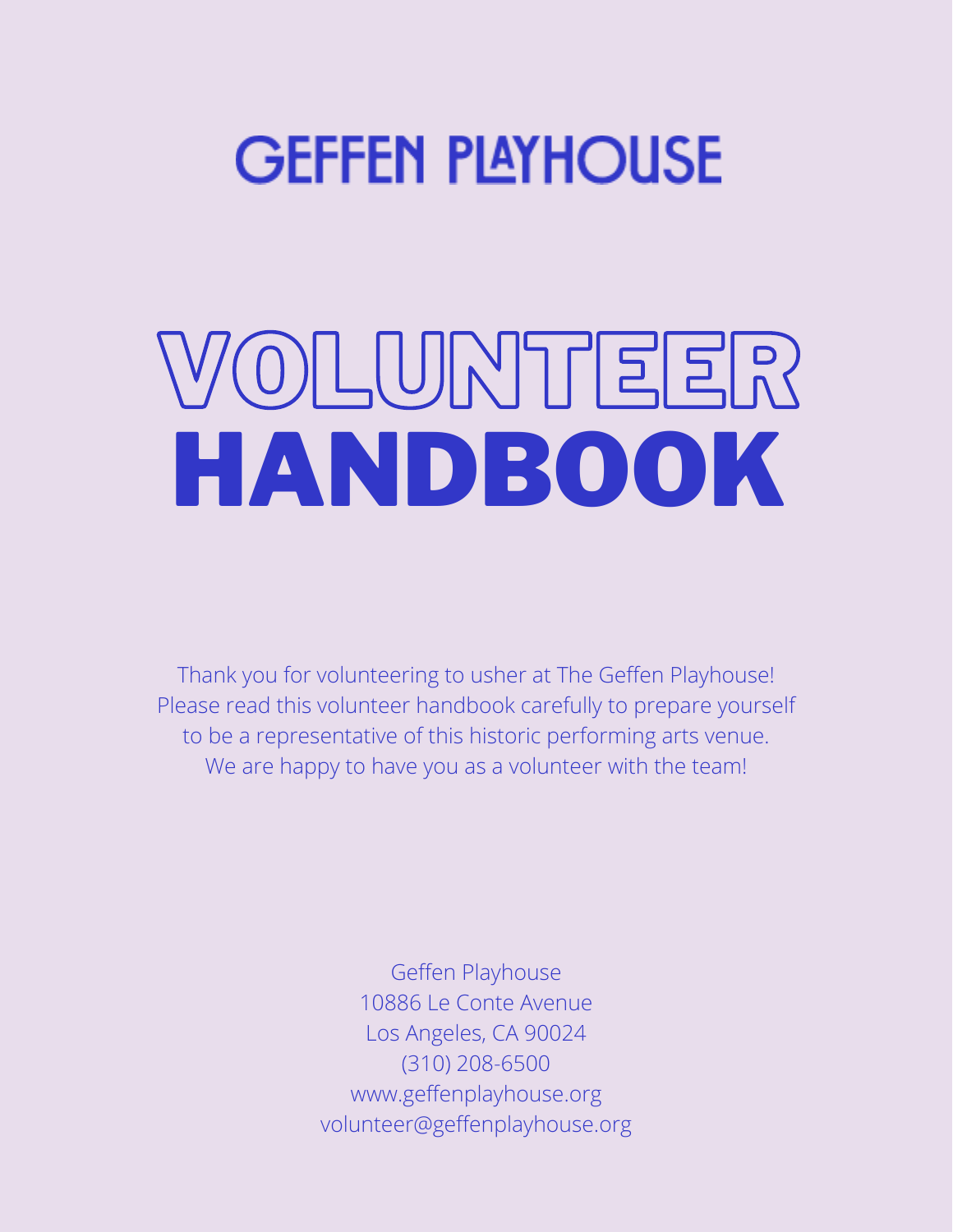# GEFFEN PLAYHOUSE

# VOLUNTEER HANDBOOK

Thank you for volunteering to usher at The Geffen Playhouse!
Please read this volunteer handbook carefully to prepare yourself to be a representative of this historic performing arts venue.
We are happy to have you as a volunteer with the team!

Geffen Playhouse
10886 Le Conte Avenue
Los Angeles, CA 90024
(310) 208-6500
www.geffenplayhouse.org
volunteer@geffenplayhouse.org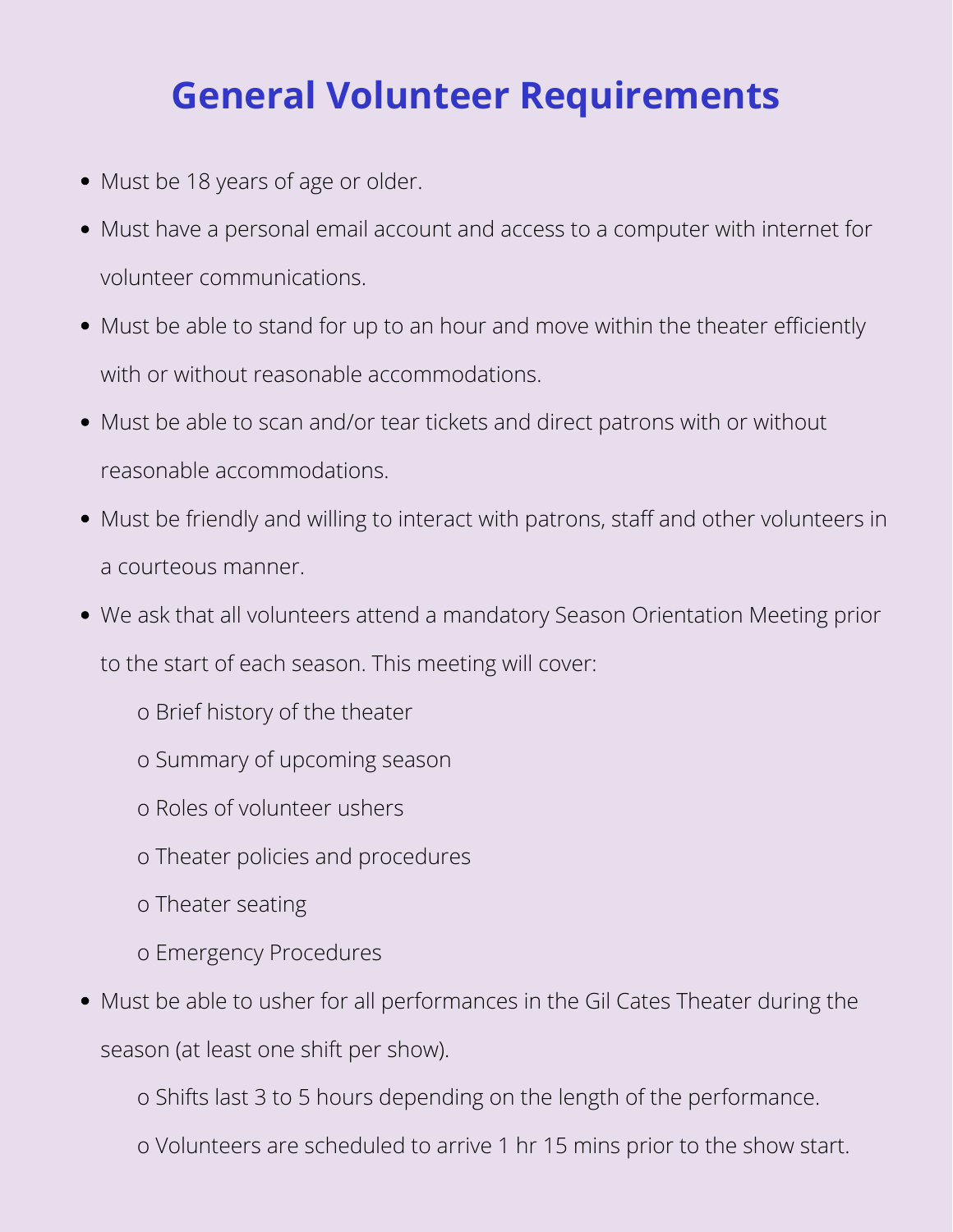# General Volunteer Requirements

- Must be 18 years of age or older.
- Must have a personal email account and access to a computer with internet for volunteer communications.
- Must be able to stand for up to an hour and move within the theater efficiently with or without reasonable accommodations.
- Must be able to scan and/or tear tickets and direct patrons with or without reasonable accommodations.
- Must be friendly and willing to interact with patrons, staff and other volunteers in a courteous manner.
- We ask that all volunteers attend a mandatory Season Orientation Meeting prior to the start of each season. This meeting will cover:
  - Brief history of the theater
  - Summary of upcoming season
  - Roles of volunteer ushers
  - Theater policies and procedures
  - Theater seating
  - Emergency Procedures
- Must be able to usher for all performances in the Gil Cates Theater during the season (at least one shift per show).
  - Shifts last 3 to 5 hours depending on the length of the performance.
  - Volunteers are scheduled to arrive 1 hr 15 mins prior to the show start.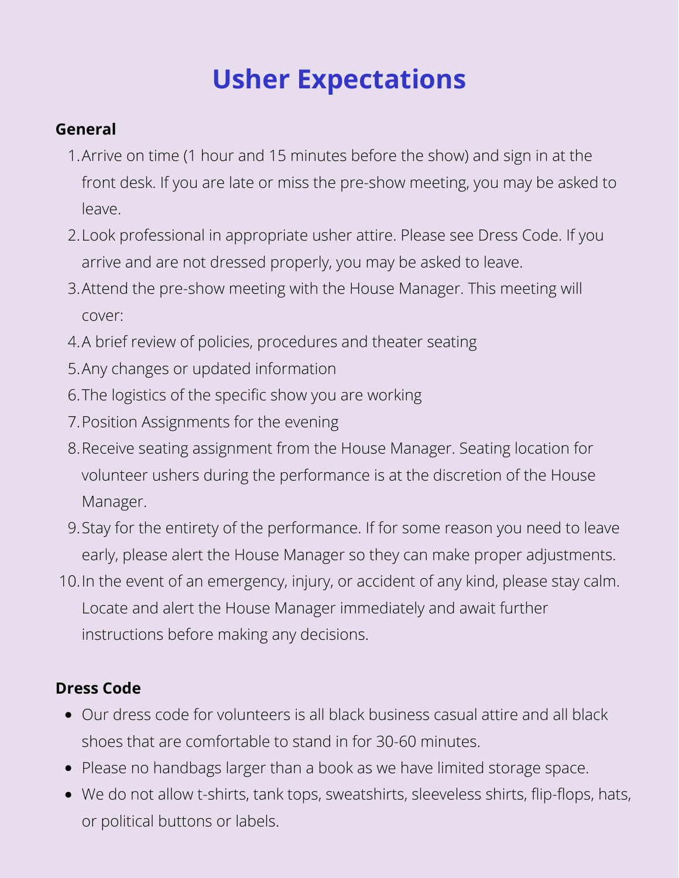# Usher Expectations

**General**

1. Arrive on time (1 hour and 15 minutes before the show) and sign in at the front desk. If you are late or miss the pre-show meeting, you may be asked to leave.
2. Look professional in appropriate usher attire. Please see Dress Code. If you arrive and are not dressed properly, you may be asked to leave.
3. Attend the pre-show meeting with the House Manager. This meeting will cover:
4. A brief review of policies, procedures and theater seating
5. Any changes or updated information
6. The logistics of the specific show you are working
7. Position Assignments for the evening
8. Receive seating assignment from the House Manager. Seating location for volunteer ushers during the performance is at the discretion of the House Manager.
9. Stay for the entirety of the performance. If for some reason you need to leave early, please alert the House Manager so they can make proper adjustments.
10. In the event of an emergency, injury, or accident of any kind, please stay calm. Locate and alert the House Manager immediately and await further instructions before making any decisions.

**Dress Code**

- Our dress code for volunteers is all black business casual attire and all black shoes that are comfortable to stand in for 30-60 minutes.
- Please no handbags larger than a book as we have limited storage space.
- We do not allow t-shirts, tank tops, sweatshirts, sleeveless shirts, flip-flops, hats, or political buttons or labels.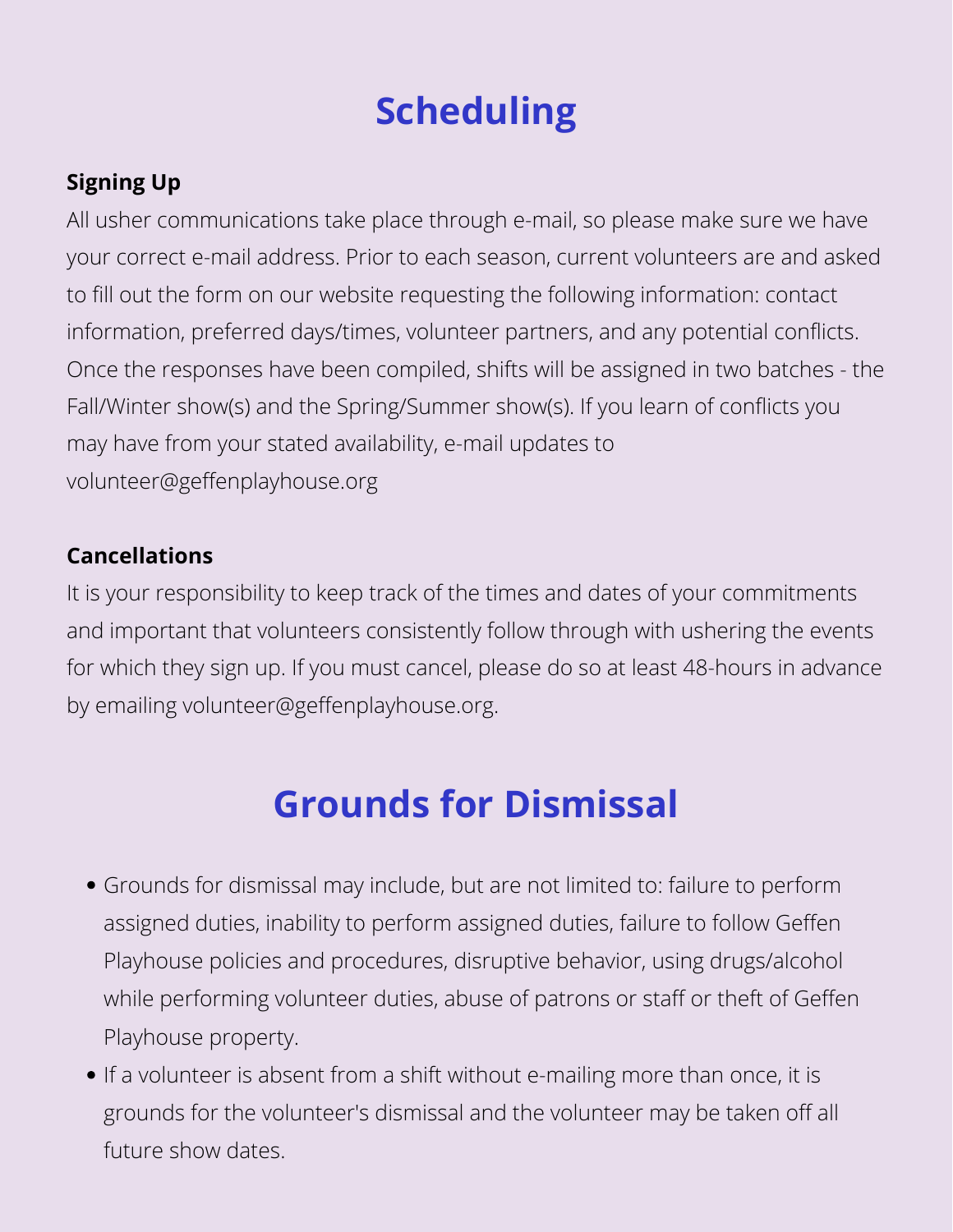# Scheduling

**Signing Up**

All usher communications take place through e-mail, so please make sure we have your correct e-mail address. Prior to each season, current volunteers are and asked to fill out the form on our website requesting the following information: contact information, preferred days/times, volunteer partners, and any potential conflicts. Once the responses have been compiled, shifts will be assigned in two batches - the Fall/Winter show(s) and the Spring/Summer show(s). If you learn of conflicts you may have from your stated availability, e-mail updates to volunteer@geffenplayhouse.org

**Cancellations**

It is your responsibility to keep track of the times and dates of your commitments and important that volunteers consistently follow through with ushering the events for which they sign up. If you must cancel, please do so at least 48-hours in advance by emailing volunteer@geffenplayhouse.org.

# Grounds for Dismissal

- Grounds for dismissal may include, but are not limited to: failure to perform assigned duties, inability to perform assigned duties, failure to follow Geffen Playhouse policies and procedures, disruptive behavior, using drugs/alcohol while performing volunteer duties, abuse of patrons or staff or theft of Geffen Playhouse property.
- If a volunteer is absent from a shift without e-mailing more than once, it is grounds for the volunteer's dismissal and the volunteer may be taken off all future show dates.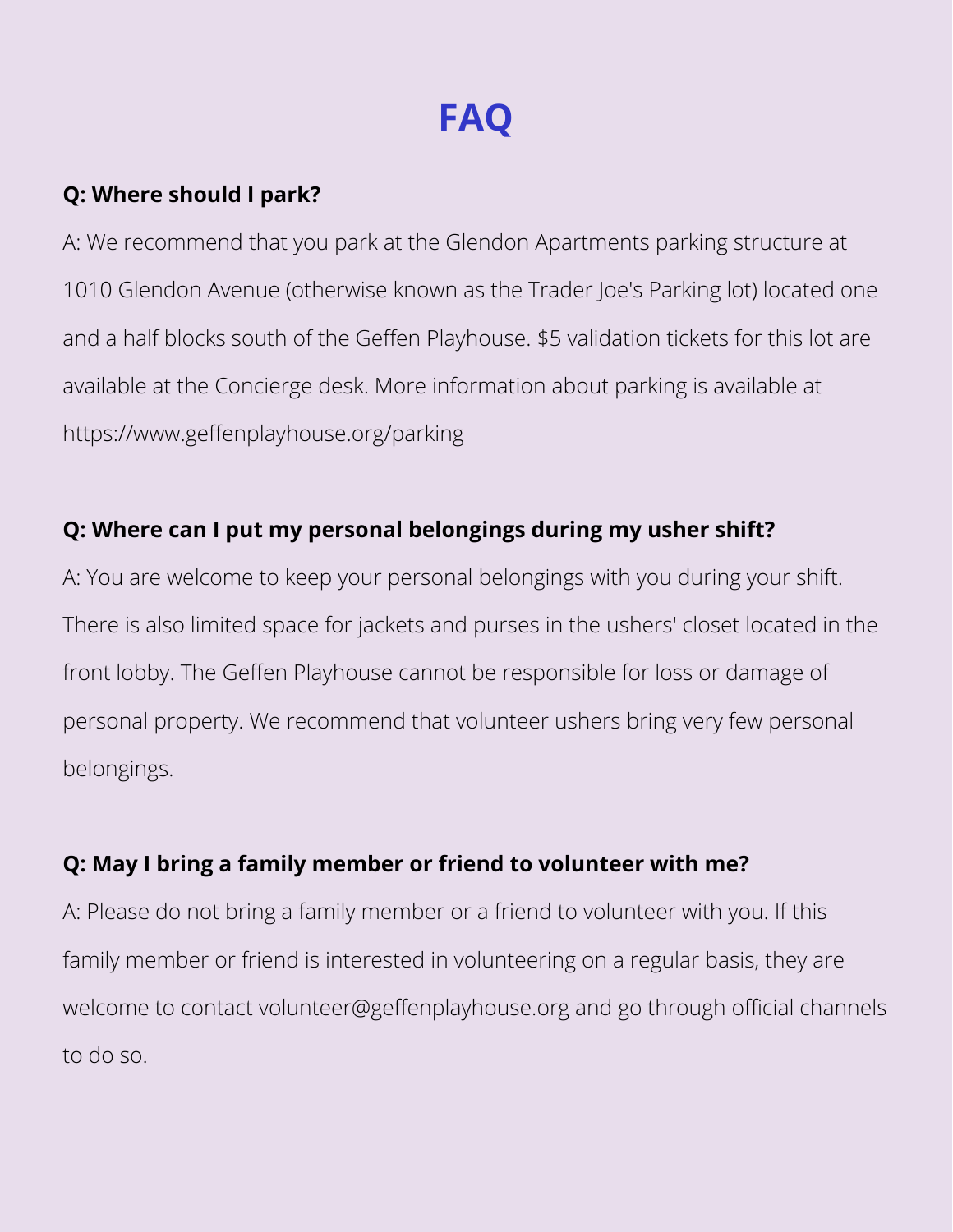# FAQ

**Q: Where should I park?**

A: We recommend that you park at the Glendon Apartments parking structure at 1010 Glendon Avenue (otherwise known as the Trader Joe's Parking lot) located one and a half blocks south of the Geffen Playhouse. $5 validation tickets for this lot are available at the Concierge desk. More information about parking is available at https://www.geffenplayhouse.org/parking

**Q: Where can I put my personal belongings during my usher shift?**

A: You are welcome to keep your personal belongings with you during your shift. There is also limited space for jackets and purses in the ushers' closet located in the front lobby. The Geffen Playhouse cannot be responsible for loss or damage of personal property. We recommend that volunteer ushers bring very few personal belongings.

**Q: May I bring a family member or friend to volunteer with me?**

A: Please do not bring a family member or a friend to volunteer with you. If this family member or friend is interested in volunteering on a regular basis, they are welcome to contact volunteer@geffenplayhouse.org and go through official channels to do so.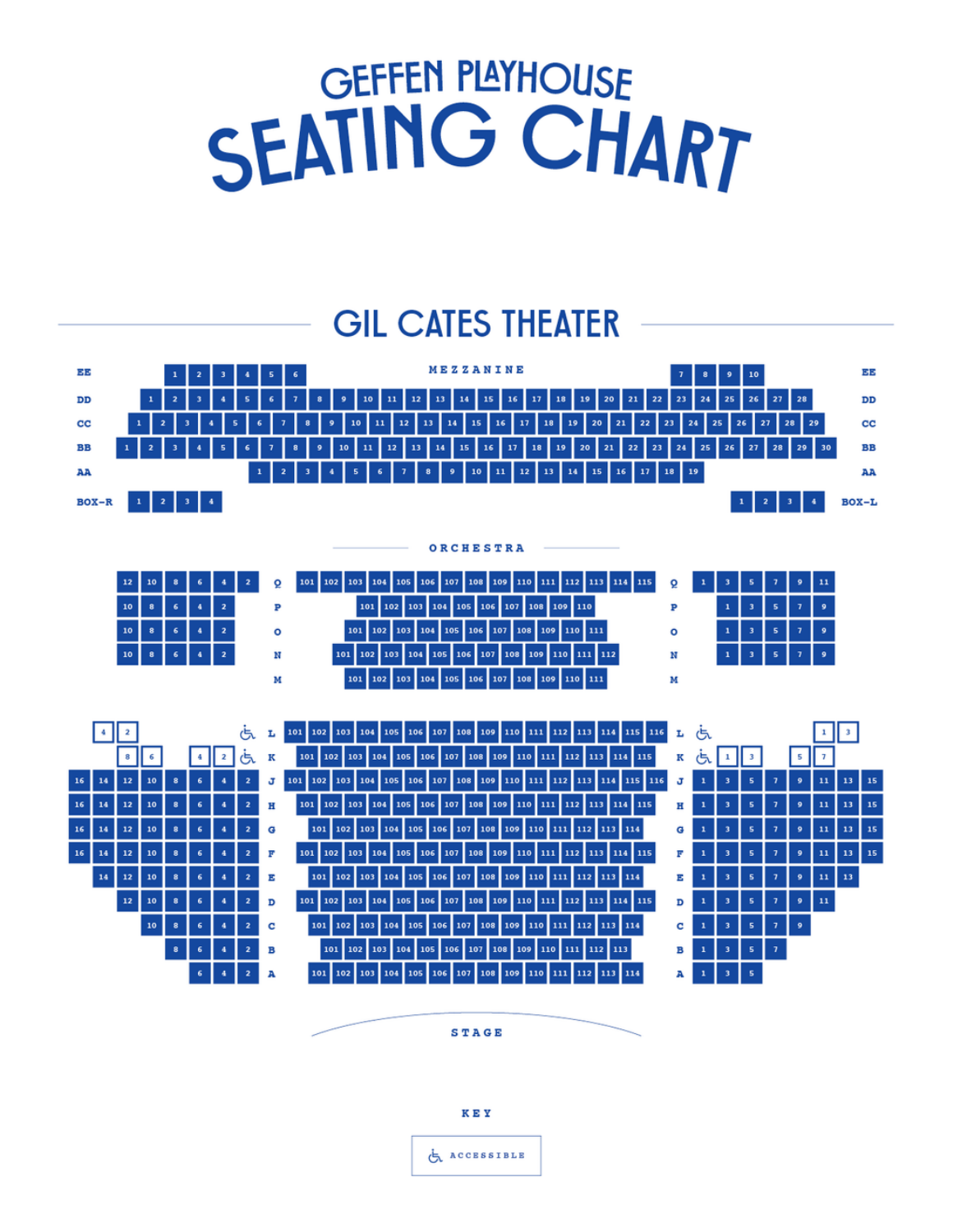# GEFFEN PLAYHOUSE SEATING CHART

## GIL CATES THEATER

### MEZZANINE

| Row | Seats |
|---|---|
| EE | 1, 2, 3, 4, 5, 6 · 7, 8, 9, 10 |
| DD | 1–28 |
| CC | 1–29 |
| BB | 1–30 |
| AA | 1–19 |
| BOX-R | 1, 2, 3, 4 |
| BOX-L | 1, 2, 3, 4 |

### ORCHESTRA

| Row | Left (even) | Center | Right (odd) |
|---|---|---|---|
| Q | 12, 10, 8, 6, 4, 2 | 101–115 | 1, 3, 5, 7, 9, 11 |
| P | 10, 8, 6, 4, 2 | 101–110 | 1, 3, 5, 7, 9 |
| O | 10, 8, 6, 4, 2 | 101–111 | 1, 3, 5, 7, 9 |
| N | 10, 8, 6, 4, 2 | 101–112 | 1, 3, 5, 7, 9 |
| M | | 101–111 | |
| L | 4, 2 ♿ | 101–116 | ♿ 1, 3 |
| K | 8, 6, 4, 2 ♿ | 101–115 | ♿ 1, 3, 5, 7 |
| J | 16, 14, 12, 10, 8, 6, 4, 2 | 101–116 | 1, 3, 5, 7, 9, 11, 13, 15 |
| H | 16, 14, 12, 10, 8, 6, 4, 2 | 101–115 | 1, 3, 5, 7, 9, 11, 13, 15 |
| G | 16, 14, 12, 10, 8, 6, 4, 2 | 101–114 | 1, 3, 5, 7, 9, 11, 13, 15 |
| F | 16, 14, 12, 10, 8, 6, 4, 2 | 101–115 | 1, 3, 5, 7, 9, 11, 13, 15 |
| E | 14, 12, 10, 8, 6, 4, 2 | 101–114 | 1, 3, 5, 7, 9, 11, 13 |
| D | 12, 10, 8, 6, 4, 2 | 101–115 | 1, 3, 5, 7, 9, 11 |
| C | 10, 8, 6, 4, 2 | 101–114 | 1, 3, 5, 7, 9 |
| B | 8, 6, 4, 2 | 101–113 | 1, 3, 5, 7 |
| A | 6, 4, 2 | 101–114 | 1, 3, 5 |

STAGE

KEY

♿ ACCESSIBLE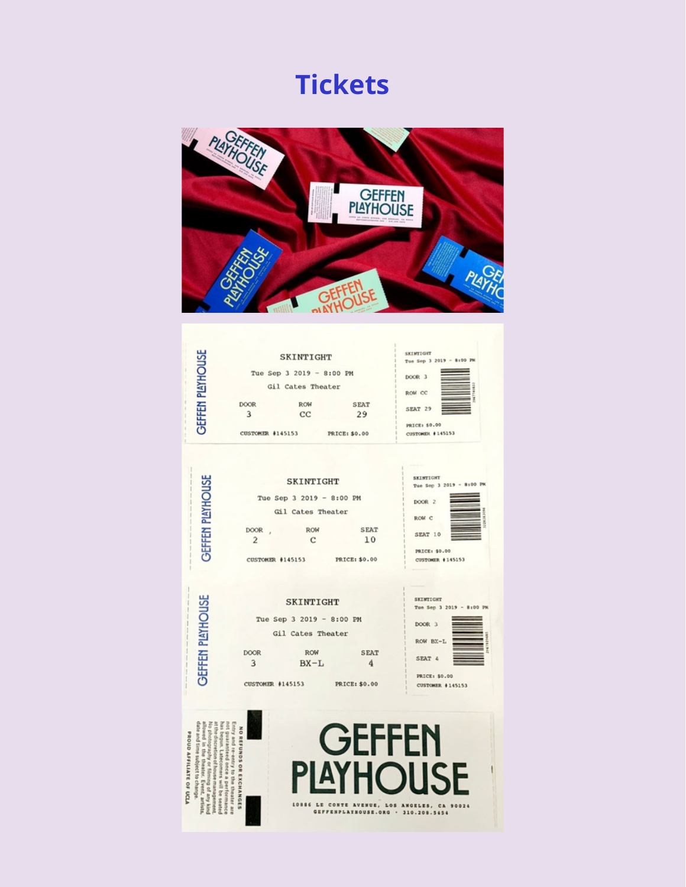# Tickets

GEFFEN PLAYHOUSE

SKINTIGHT

Tue Sep 3 2019 - 8:00 PM

Gil Cates Theater

| DOOR | ROW | SEAT |
|---|---|---|
| 3 | CC | 29 |

CUSTOMER #145153 PRICE: $0.00

SKINTIGHT
Tue Sep 3 2019 - 8:00 PM
DOOR 3
ROW CC
SEAT 29
PRICE: $0.00
CUSTOMER #145153

GEFFEN PLAYHOUSE

SKINTIGHT

Tue Sep 3 2019 - 8:00 PM

Gil Cates Theater

| DOOR | ROW | SEAT |
|---|---|---|
| 2 | C | 10 |

CUSTOMER #145153 PRICE: $0.00

SKINTIGHT
Tue Sep 3 2019 - 8:00 PM
DOOR 2
ROW C
SEAT 10
PRICE: $0.00
CUSTOMER #145153

GEFFEN PLAYHOUSE

SKINTIGHT

Tue Sep 3 2019 - 8:00 PM

Gil Cates Theater

| DOOR | ROW | SEAT |
|---|---|---|
| 3 | BX-L | 4 |

CUSTOMER #145153 PRICE: $0.00

SKINTIGHT
Tue Sep 3 2019 - 8:00 PM
DOOR 3
ROW BX-L
SEAT 4
PRICE: $0.00
CUSTOMER #145153

NO REFUNDS OR EXCHANGES

Entry and re-entry to the theater are not guaranteed once a performance has begun. Latecomers will be seated at the discretion of house management. No photography or filming of any kind allowed in the theater. Event, artists, date and time subject to change.

PROUD AFFILIATE OF UCLA

GEFFEN PLAYHOUSE

10886 LE CONTE AVENUE, LOS ANGELES, CA 90024
GEFFENPLAYHOUSE.ORG · 310.208.5454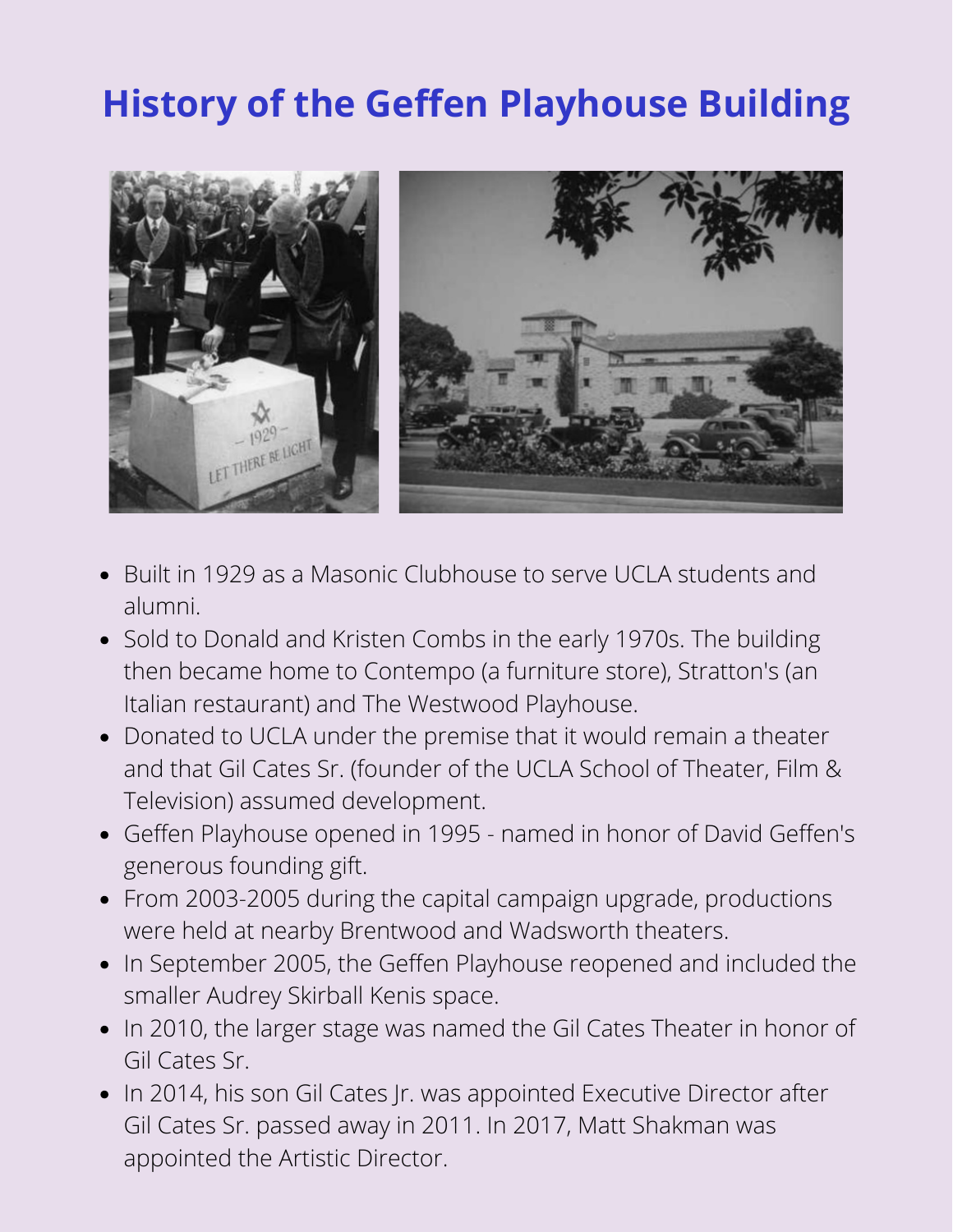# History of the Geffen Playhouse Building

- Built in 1929 as a Masonic Clubhouse to serve UCLA students and alumni.
- Sold to Donald and Kristen Combs in the early 1970s. The building then became home to Contempo (a furniture store), Stratton's (an Italian restaurant) and The Westwood Playhouse.
- Donated to UCLA under the premise that it would remain a theater and that Gil Cates Sr. (founder of the UCLA School of Theater, Film & Television) assumed development.
- Geffen Playhouse opened in 1995 - named in honor of David Geffen's generous founding gift.
- From 2003-2005 during the capital campaign upgrade, productions were held at nearby Brentwood and Wadsworth theaters.
- In September 2005, the Geffen Playhouse reopened and included the smaller Audrey Skirball Kenis space.
- In 2010, the larger stage was named the Gil Cates Theater in honor of Gil Cates Sr.
- In 2014, his son Gil Cates Jr. was appointed Executive Director after Gil Cates Sr. passed away in 2011. In 2017, Matt Shakman was appointed the Artistic Director.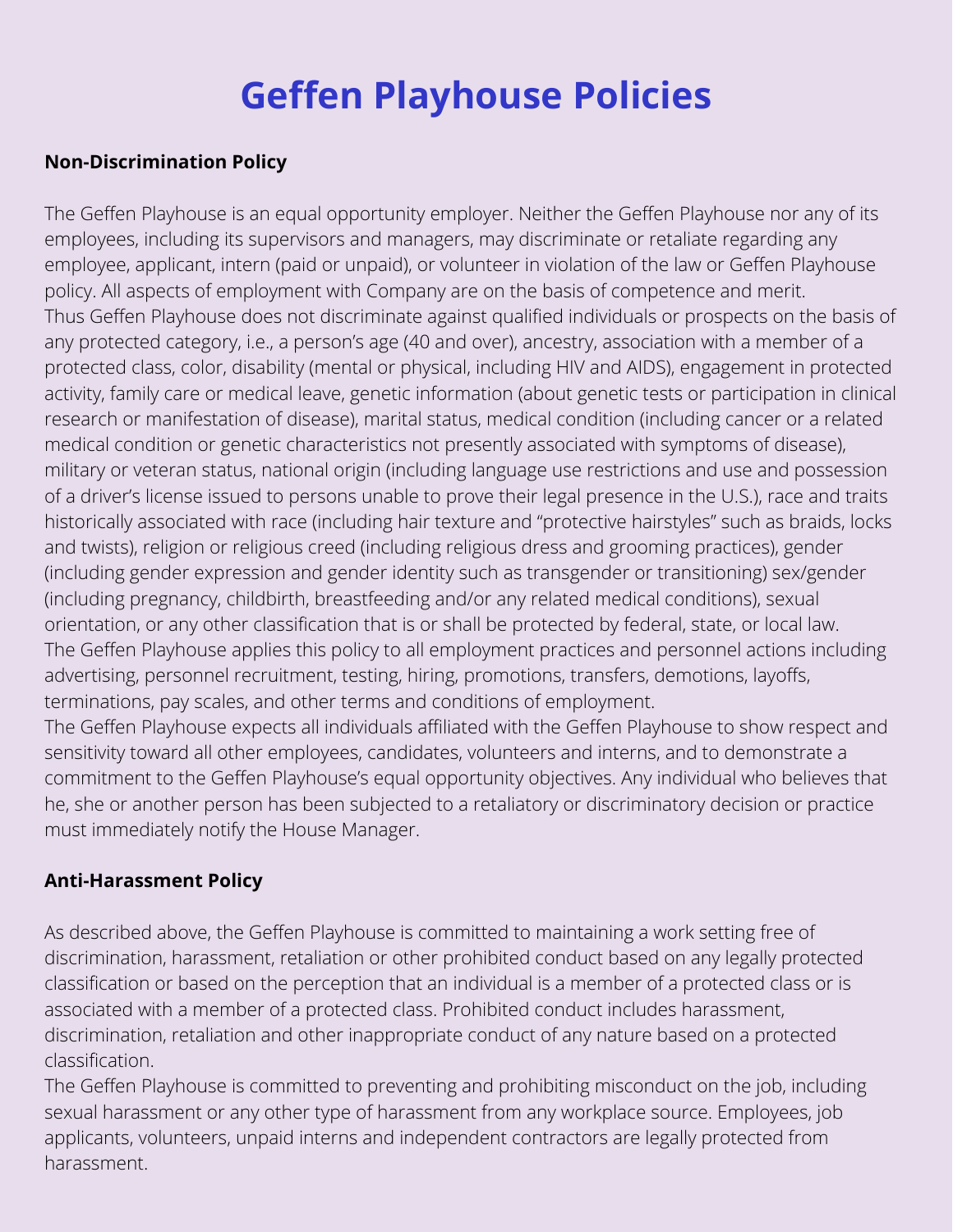# Geffen Playhouse Policies

**Non-Discrimination Policy**

The Geffen Playhouse is an equal opportunity employer. Neither the Geffen Playhouse nor any of its employees, including its supervisors and managers, may discriminate or retaliate regarding any employee, applicant, intern (paid or unpaid), or volunteer in violation of the law or Geffen Playhouse policy. All aspects of employment with Company are on the basis of competence and merit.
Thus Geffen Playhouse does not discriminate against qualified individuals or prospects on the basis of any protected category, i.e., a person's age (40 and over), ancestry, association with a member of a protected class, color, disability (mental or physical, including HIV and AIDS), engagement in protected activity, family care or medical leave, genetic information (about genetic tests or participation in clinical research or manifestation of disease), marital status, medical condition (including cancer or a related medical condition or genetic characteristics not presently associated with symptoms of disease), military or veteran status, national origin (including language use restrictions and use and possession of a driver's license issued to persons unable to prove their legal presence in the U.S.), race and traits historically associated with race (including hair texture and "protective hairstyles" such as braids, locks and twists), religion or religious creed (including religious dress and grooming practices), gender (including gender expression and gender identity such as transgender or transitioning) sex/gender (including pregnancy, childbirth, breastfeeding and/or any related medical conditions), sexual orientation, or any other classification that is or shall be protected by federal, state, or local law.
The Geffen Playhouse applies this policy to all employment practices and personnel actions including advertising, personnel recruitment, testing, hiring, promotions, transfers, demotions, layoffs, terminations, pay scales, and other terms and conditions of employment.
The Geffen Playhouse expects all individuals affiliated with the Geffen Playhouse to show respect and sensitivity toward all other employees, candidates, volunteers and interns, and to demonstrate a commitment to the Geffen Playhouse's equal opportunity objectives. Any individual who believes that he, she or another person has been subjected to a retaliatory or discriminatory decision or practice must immediately notify the House Manager.

**Anti-Harassment Policy**

As described above, the Geffen Playhouse is committed to maintaining a work setting free of discrimination, harassment, retaliation or other prohibited conduct based on any legally protected classification or based on the perception that an individual is a member of a protected class or is associated with a member of a protected class. Prohibited conduct includes harassment, discrimination, retaliation and other inappropriate conduct of any nature based on a protected classification.
The Geffen Playhouse is committed to preventing and prohibiting misconduct on the job, including sexual harassment or any other type of harassment from any workplace source. Employees, job applicants, volunteers, unpaid interns and independent contractors are legally protected from harassment.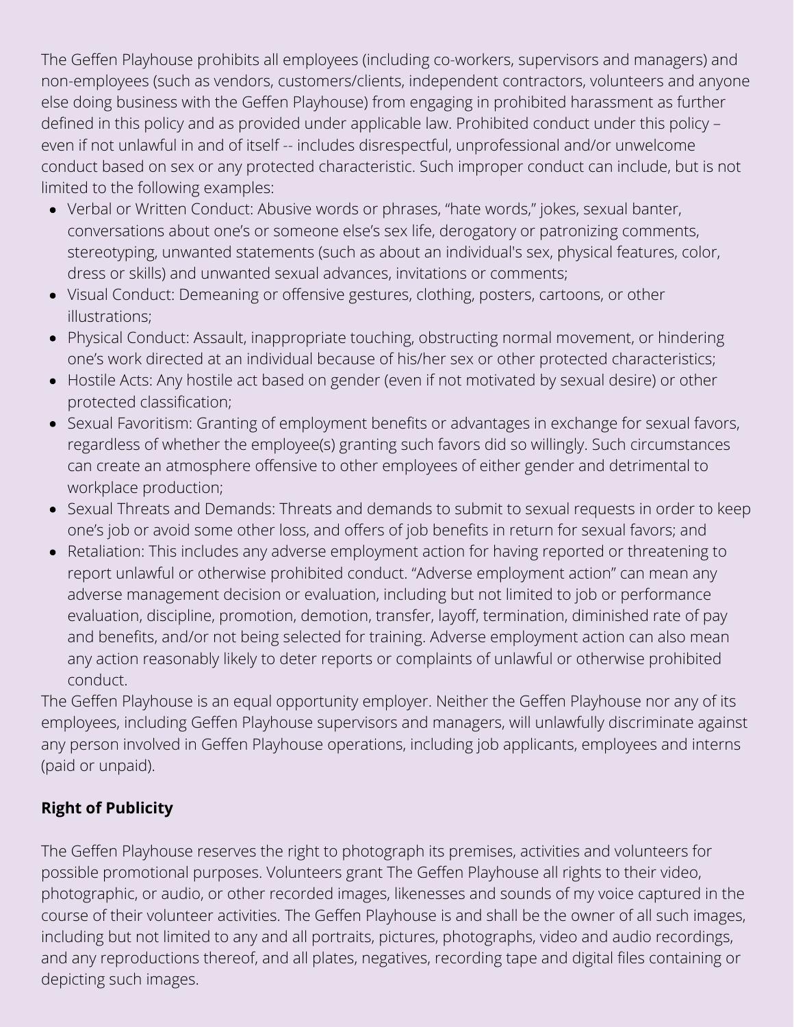The Geffen Playhouse prohibits all employees (including co-workers, supervisors and managers) and non-employees (such as vendors, customers/clients, independent contractors, volunteers and anyone else doing business with the Geffen Playhouse) from engaging in prohibited harassment as further defined in this policy and as provided under applicable law. Prohibited conduct under this policy – even if not unlawful in and of itself -- includes disrespectful, unprofessional and/or unwelcome conduct based on sex or any protected characteristic. Such improper conduct can include, but is not limited to the following examples:

- Verbal or Written Conduct: Abusive words or phrases, “hate words,” jokes, sexual banter, conversations about one’s or someone else’s sex life, derogatory or patronizing comments, stereotyping, unwanted statements (such as about an individual's sex, physical features, color, dress or skills) and unwanted sexual advances, invitations or comments;
- Visual Conduct: Demeaning or offensive gestures, clothing, posters, cartoons, or other illustrations;
- Physical Conduct: Assault, inappropriate touching, obstructing normal movement, or hindering one’s work directed at an individual because of his/her sex or other protected characteristics;
- Hostile Acts: Any hostile act based on gender (even if not motivated by sexual desire) or other protected classification;
- Sexual Favoritism: Granting of employment benefits or advantages in exchange for sexual favors, regardless of whether the employee(s) granting such favors did so willingly. Such circumstances can create an atmosphere offensive to other employees of either gender and detrimental to workplace production;
- Sexual Threats and Demands: Threats and demands to submit to sexual requests in order to keep one’s job or avoid some other loss, and offers of job benefits in return for sexual favors; and
- Retaliation: This includes any adverse employment action for having reported or threatening to report unlawful or otherwise prohibited conduct. “Adverse employment action” can mean any adverse management decision or evaluation, including but not limited to job or performance evaluation, discipline, promotion, demotion, transfer, layoff, termination, diminished rate of pay and benefits, and/or not being selected for training. Adverse employment action can also mean any action reasonably likely to deter reports or complaints of unlawful or otherwise prohibited conduct.

The Geffen Playhouse is an equal opportunity employer. Neither the Geffen Playhouse nor any of its employees, including Geffen Playhouse supervisors and managers, will unlawfully discriminate against any person involved in Geffen Playhouse operations, including job applicants, employees and interns (paid or unpaid).

**Right of Publicity**

The Geffen Playhouse reserves the right to photograph its premises, activities and volunteers for possible promotional purposes. Volunteers grant The Geffen Playhouse all rights to their video, photographic, or audio, or other recorded images, likenesses and sounds of my voice captured in the course of their volunteer activities. The Geffen Playhouse is and shall be the owner of all such images, including but not limited to any and all portraits, pictures, photographs, video and audio recordings, and any reproductions thereof, and all plates, negatives, recording tape and digital files containing or depicting such images.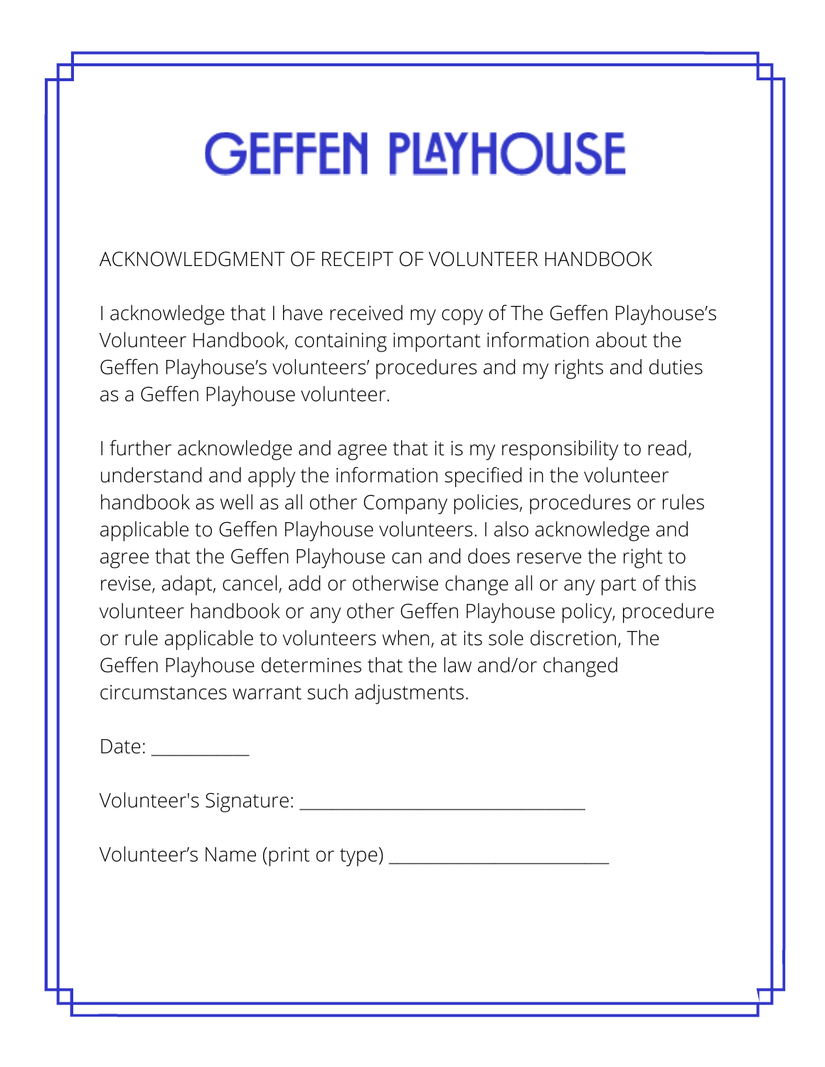# GEFFEN PLAYHOUSE

ACKNOWLEDGMENT OF RECEIPT OF VOLUNTEER HANDBOOK

I acknowledge that I have received my copy of The Geffen Playhouse's Volunteer Handbook, containing important information about the Geffen Playhouse's volunteers' procedures and my rights and duties as a Geffen Playhouse volunteer.

I further acknowledge and agree that it is my responsibility to read, understand and apply the information specified in the volunteer handbook as well as all other Company policies, procedures or rules applicable to Geffen Playhouse volunteers. I also acknowledge and agree that the Geffen Playhouse can and does reserve the right to revise, adapt, cancel, add or otherwise change all or any part of this volunteer handbook or any other Geffen Playhouse policy, procedure or rule applicable to volunteers when, at its sole discretion, The Geffen Playhouse determines that the law and/or changed circumstances warrant such adjustments.

Date: ___________

Volunteer's Signature: ________________________________

Volunteer's Name (print or type) ________________________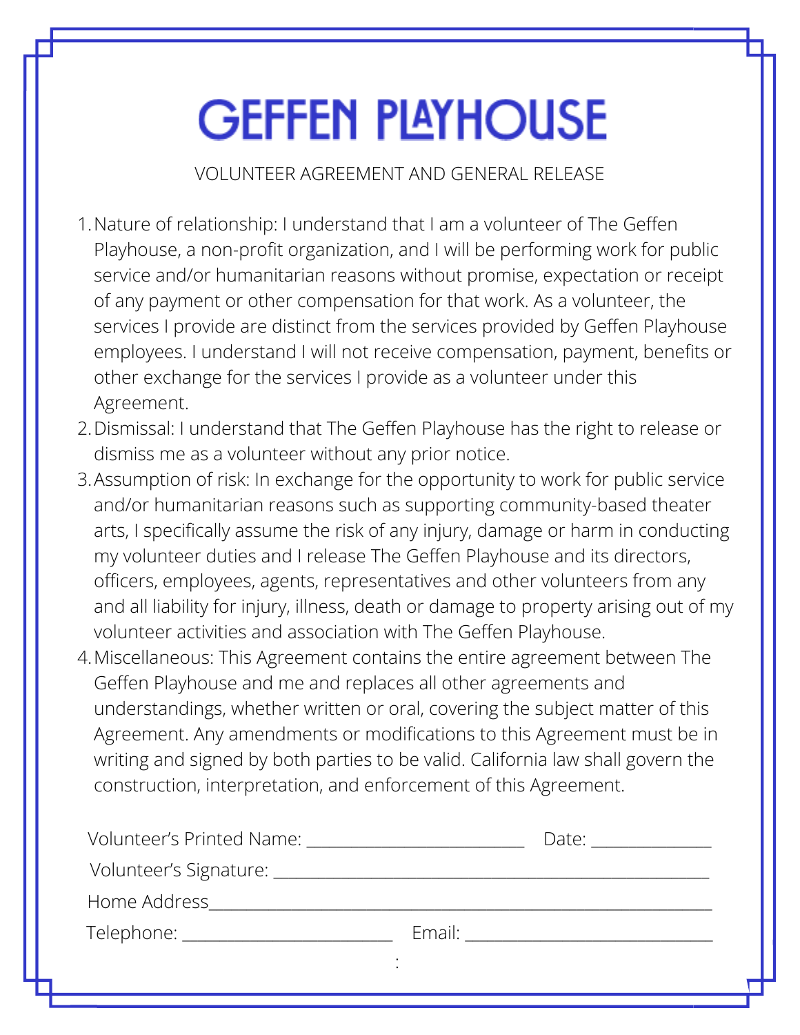# GEFFEN PLAYHOUSE

VOLUNTEER AGREEMENT AND GENERAL RELEASE

1. Nature of relationship: I understand that I am a volunteer of The Geffen Playhouse, a non-profit organization, and I will be performing work for public service and/or humanitarian reasons without promise, expectation or receipt of any payment or other compensation for that work. As a volunteer, the services I provide are distinct from the services provided by Geffen Playhouse employees. I understand I will not receive compensation, payment, benefits or other exchange for the services I provide as a volunteer under this Agreement.
2. Dismissal: I understand that The Geffen Playhouse has the right to release or dismiss me as a volunteer without any prior notice.
3. Assumption of risk: In exchange for the opportunity to work for public service and/or humanitarian reasons such as supporting community-based theater arts, I specifically assume the risk of any injury, damage or harm in conducting my volunteer duties and I release The Geffen Playhouse and its directors, officers, employees, agents, representatives and other volunteers from any and all liability for injury, illness, death or damage to property arising out of my volunteer activities and association with The Geffen Playhouse.
4. Miscellaneous: This Agreement contains the entire agreement between The Geffen Playhouse and me and replaces all other agreements and understandings, whether written or oral, covering the subject matter of this Agreement. Any amendments or modifications to this Agreement must be in writing and signed by both parties to be valid. California law shall govern the construction, interpretation, and enforcement of this Agreement.

Volunteer's Printed Name: ________________________ Date: _____________

Volunteer's Signature: ________________________________________________

Home Address________________________________________________________

Telephone: ______________________ Email: ___________________________